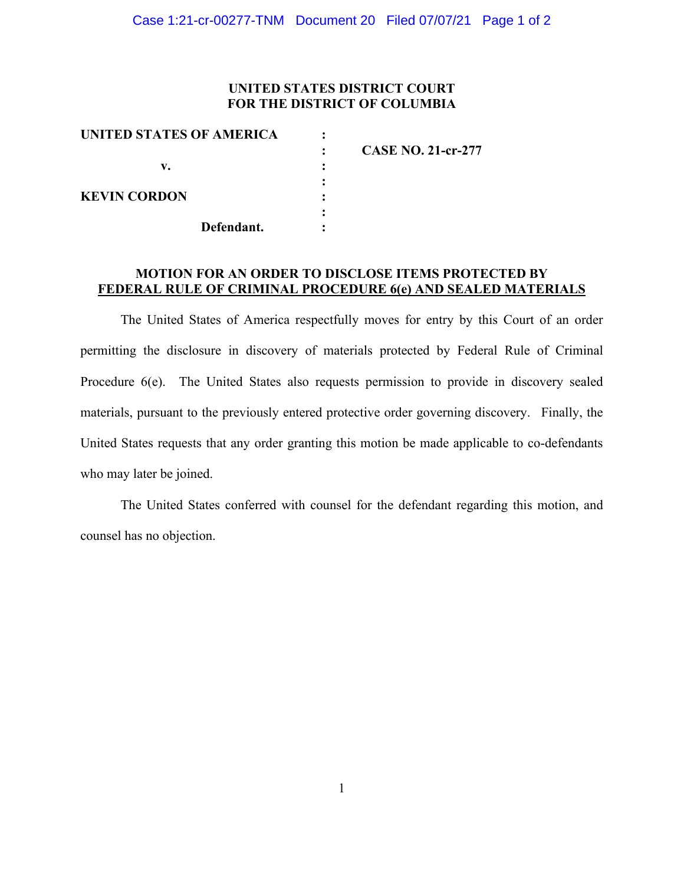**UNITED STATES DISTRICT COURT**
**FOR THE DISTRICT OF COLUMBIA**

| | | |
|---|---|---|
| **UNITED STATES OF AMERICA** | : | |
| | : | **CASE NO. 21-cr-277** |
| **v.** | : | |
| | : | |
| **KEVIN CORDON** | : | |
| | : | |
| **Defendant.** | : | |

## MOTION FOR AN ORDER TO DISCLOSE ITEMS PROTECTED BY FEDERAL RULE OF CRIMINAL PROCEDURE 6(e) AND SEALED MATERIALS

The United States of America respectfully moves for entry by this Court of an order permitting the disclosure in discovery of materials protected by Federal Rule of Criminal Procedure 6(e). The United States also requests permission to provide in discovery sealed materials, pursuant to the previously entered protective order governing discovery. Finally, the United States requests that any order granting this motion be made applicable to co-defendants who may later be joined.

The United States conferred with counsel for the defendant regarding this motion, and counsel has no objection.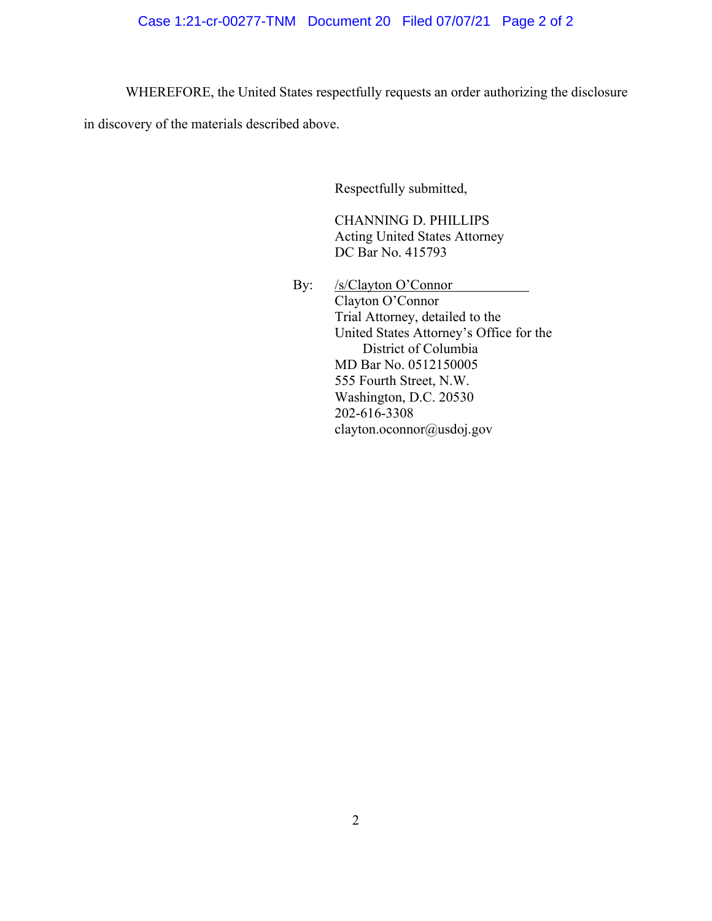WHEREFORE, the United States respectfully requests an order authorizing the disclosure in discovery of the materials described above.

Respectfully submitted,

CHANNING D. PHILLIPS
Acting United States Attorney
DC Bar No. 415793

By: /s/Clayton O'Connor
Clayton O'Connor
Trial Attorney, detailed to the
United States Attorney's Office for the
District of Columbia
MD Bar No. 0512150005
555 Fourth Street, N.W.
Washington, D.C. 20530
202-616-3308
clayton.oconnor@usdoj.gov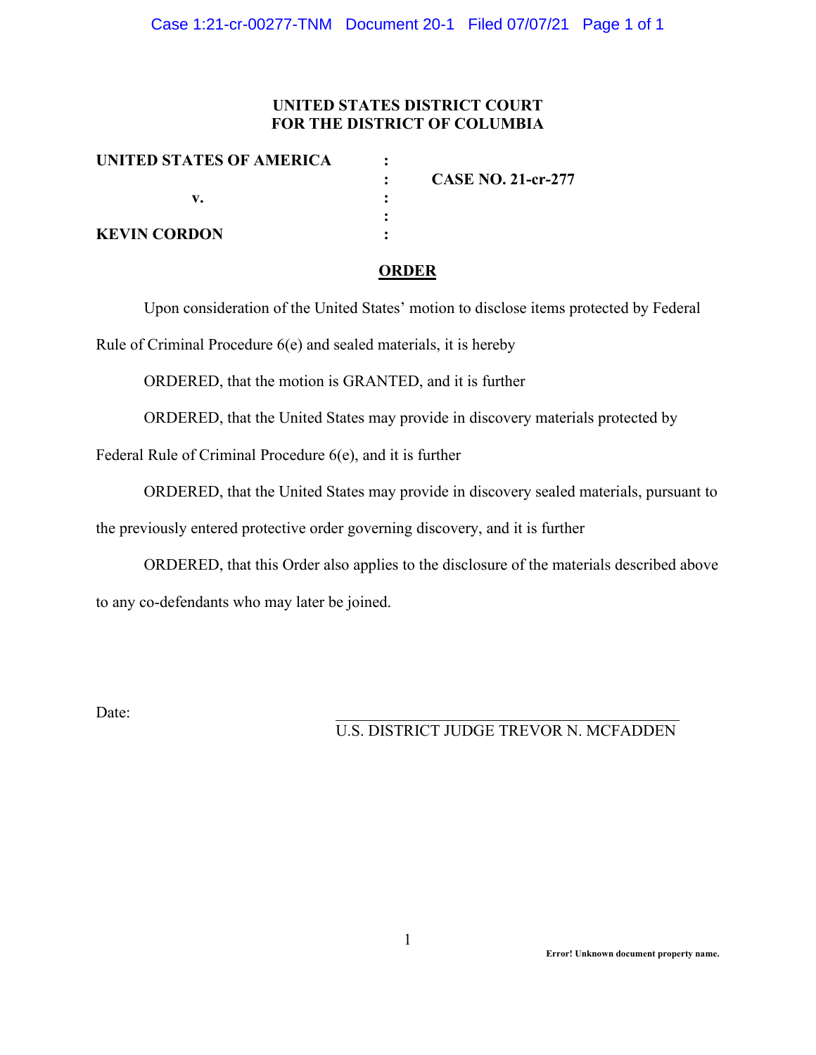**UNITED STATES DISTRICT COURT**
**FOR THE DISTRICT OF COLUMBIA**

| | | |
|---|---|---|
| **UNITED STATES OF AMERICA** | : | |
| | : | **CASE NO. 21-cr-277** |
| **v.** | : | |
| | : | |
| **KEVIN CORDON** | : | |

## ORDER

Upon consideration of the United States' motion to disclose items protected by Federal Rule of Criminal Procedure 6(e) and sealed materials, it is hereby

ORDERED, that the motion is GRANTED, and it is further

ORDERED, that the United States may provide in discovery materials protected by Federal Rule of Criminal Procedure 6(e), and it is further

ORDERED, that the United States may provide in discovery sealed materials, pursuant to the previously entered protective order governing discovery, and it is further

ORDERED, that this Order also applies to the disclosure of the materials described above to any co-defendants who may later be joined.

Date:

\_\_\_\_\_\_\_\_\_\_\_\_\_\_\_\_\_\_\_\_\_\_\_\_\_\_\_\_\_\_\_\_\_\_\_\_\_\_\_\_
U.S. DISTRICT JUDGE TREVOR N. MCFADDEN

**Error! Unknown document property name.**